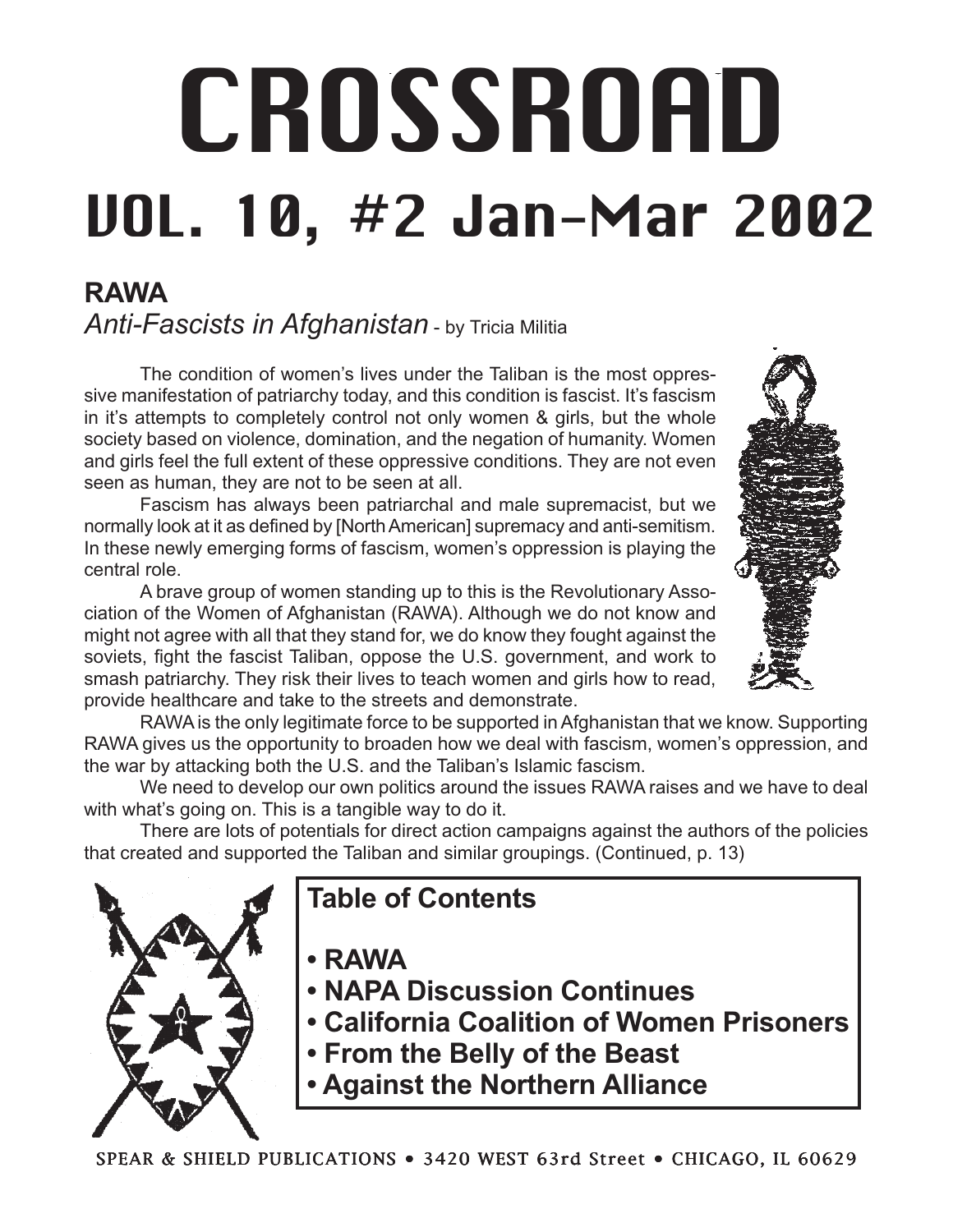# CROSSROAD

# VOL. 10, #2 Jan-Mar 2002

## RAWA

*Anti-Fascists in Afghanistan* - by Tricia Militia

The condition of women's lives under the Taliban is the most oppressive manifestation of patriarchy today, and this condition is fascist. It's fascism in it's attempts to completely control not only women & girls, but the whole society based on violence, domination, and the negation of humanity. Women and girls feel the full extent of these oppressive conditions. They are not even seen as human, they are not to be seen at all.

Fascism has always been patriarchal and male supremacist, but we normally look at it as defined by [North American] supremacy and anti-semitism. In these newly emerging forms of fascism, women's oppression is playing the central role.

A brave group of women standing up to this is the Revolutionary Association of the Women of Afghanistan (RAWA). Although we do not know and might not agree with all that they stand for, we do know they fought against the soviets, fight the fascist Taliban, oppose the U.S. government, and work to smash patriarchy. They risk their lives to teach women and girls how to read, provide healthcare and take to the streets and demonstrate.

RAWA is the only legitimate force to be supported in Afghanistan that we know. Supporting RAWA gives us the opportunity to broaden how we deal with fascism, women's oppression, and the war by attacking both the U.S. and the Taliban's Islamic fascism.

We need to develop our own politics around the issues RAWA raises and we have to deal with what's going on. This is a tangible way to do it.

There are lots of potentials for direct action campaigns against the authors of the policies that created and supported the Taliban and similar groupings. (Continued, p. 13)

## Table of Contents

- **RAWA**
- **NAPA Discussion Continues**
- **California Coalition of Women Prisoners**
- **From the Belly of the Beast**
- **Against the Northern Alliance**

SPEAR & SHIELD PUBLICATIONS • 3420 WEST 63rd Street • CHICAGO, IL 60629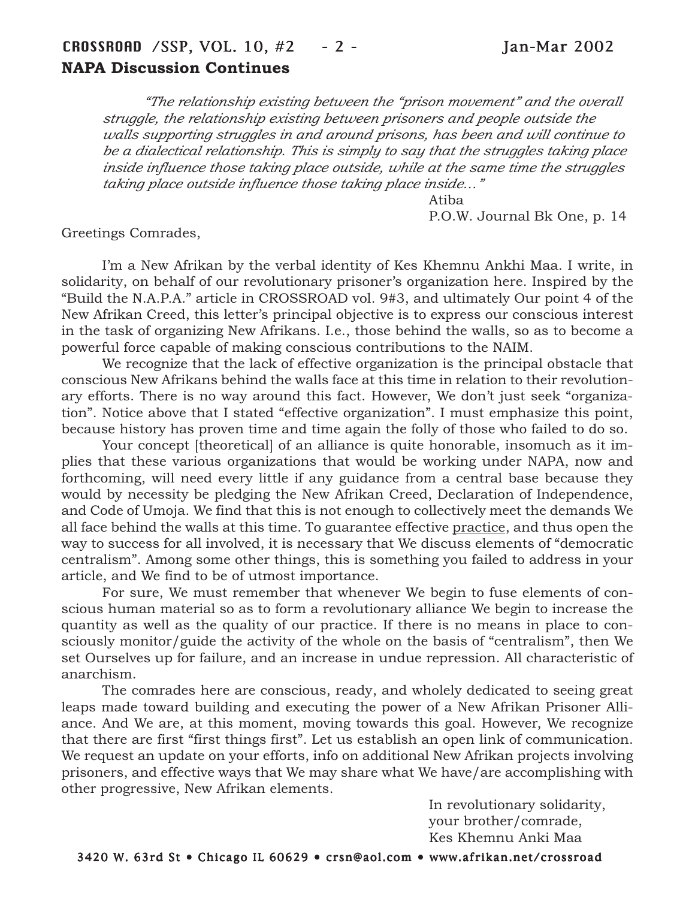## NAPA Discussion Continues

> *"The relationship existing between the "prison movement" and the overall struggle, the relationship existing between prisoners and people outside the walls supporting struggles in and around prisons, has been and will continue to be a dialectical relationship. This is simply to say that the struggles taking place inside influence those taking place outside, while at the same time the struggles taking place outside influence those taking place inside..."*
>
> Atiba
> P.O.W. Journal Bk One, p. 14

Greetings Comrades,

I'm a New Afrikan by the verbal identity of Kes Khemnu Ankhi Maa. I write, in solidarity, on behalf of our revolutionary prisoner's organization here. Inspired by the "Build the N.A.P.A." article in CROSSROAD vol. 9#3, and ultimately Our point 4 of the New Afrikan Creed, this letter's principal objective is to express our conscious interest in the task of organizing New Afrikans. I.e., those behind the walls, so as to become a powerful force capable of making conscious contributions to the NAIM.

We recognize that the lack of effective organization is the principal obstacle that conscious New Afrikans behind the walls face at this time in relation to their revolutionary efforts. There is no way around this fact. However, We don't just seek "organization". Notice above that I stated "effective organization". I must emphasize this point, because history has proven time and time again the folly of those who failed to do so.

Your concept [theoretical] of an alliance is quite honorable, insomuch as it implies that these various organizations that would be working under NAPA, now and forthcoming, will need every little if any guidance from a central base because they would by necessity be pledging the New Afrikan Creed, Declaration of Independence, and Code of Umoja. We find that this is not enough to collectively meet the demands We all face behind the walls at this time. To guarantee effective <u>practice</u>, and thus open the way to success for all involved, it is necessary that We discuss elements of "democratic centralism". Among some other things, this is something you failed to address in your article, and We find to be of utmost importance.

For sure, We must remember that whenever We begin to fuse elements of conscious human material so as to form a revolutionary alliance We begin to increase the quantity as well as the quality of our practice. If there is no means in place to consciously monitor/guide the activity of the whole on the basis of "centralism", then We set Ourselves up for failure, and an increase in undue repression. All characteristic of anarchism.

The comrades here are conscious, ready, and wholely dedicated to seeing great leaps made toward building and executing the power of a New Afrikan Prisoner Alliance. And We are, at this moment, moving towards this goal. However, We recognize that there are first "first things first". Let us establish an open link of communication. We request an update on your efforts, info on additional New Afrikan projects involving prisoners, and effective ways that We may share what We have/are accomplishing with other progressive, New Afrikan elements.

In revolutionary solidarity,
your brother/comrade,
Kes Khemnu Anki Maa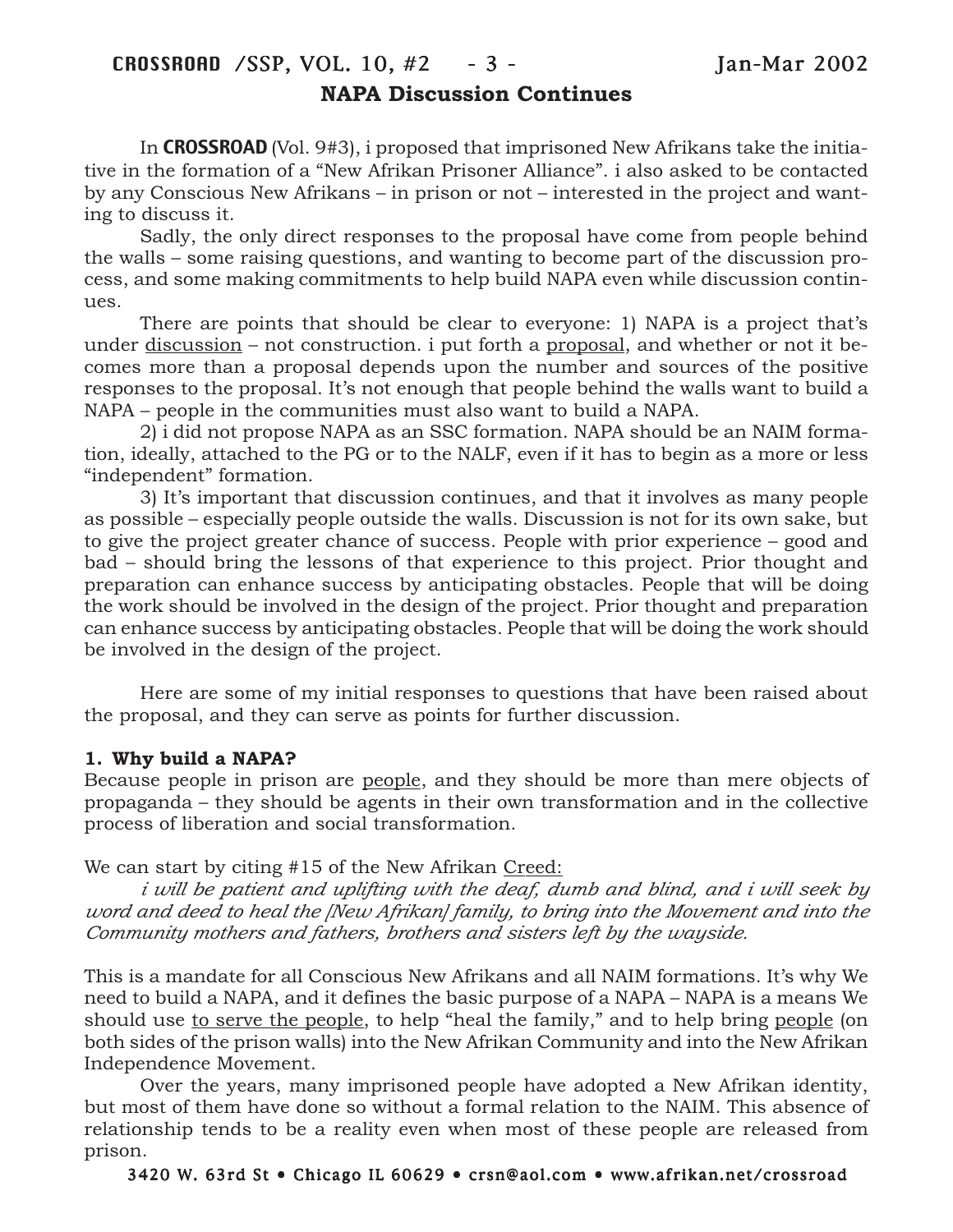## NAPA Discussion Continues

In **CROSSROAD** (Vol. 9#3), i proposed that imprisoned New Afrikans take the initiative in the formation of a "New Afrikan Prisoner Alliance". i also asked to be contacted by any Conscious New Afrikans – in prison or not – interested in the project and wanting to discuss it.

Sadly, the only direct responses to the proposal have come from people behind the walls – some raising questions, and wanting to become part of the discussion process, and some making commitments to help build NAPA even while discussion continues.

There are points that should be clear to everyone: 1) NAPA is a project that's under <u>discussion</u> – not construction. i put forth a <u>proposal</u>, and whether or not it becomes more than a proposal depends upon the number and sources of the positive responses to the proposal. It's not enough that people behind the walls want to build a NAPA – people in the communities must also want to build a NAPA.

2) i did not propose NAPA as an SSC formation. NAPA should be an NAIM formation, ideally, attached to the PG or to the NALF, even if it has to begin as a more or less "independent" formation.

3) It's important that discussion continues, and that it involves as many people as possible – especially people outside the walls. Discussion is not for its own sake, but to give the project greater chance of success. People with prior experience – good and bad – should bring the lessons of that experience to this project. Prior thought and preparation can enhance success by anticipating obstacles. People that will be doing the work should be involved in the design of the project. Prior thought and preparation can enhance success by anticipating obstacles. People that will be doing the work should be involved in the design of the project.

Here are some of my initial responses to questions that have been raised about the proposal, and they can serve as points for further discussion.

**1. Why build a NAPA?**

Because people in prison are <u>people</u>, and they should be more than mere objects of propaganda – they should be agents in their own transformation and in the collective process of liberation and social transformation.

We can start by citing #15 of the New Afrikan <u>Creed:</u>

*i will be patient and uplifting with the deaf, dumb and blind, and i will seek by word and deed to heal the [New Afrikan] family, to bring into the Movement and into the Community mothers and fathers, brothers and sisters left by the wayside.*

This is a mandate for all Conscious New Afrikans and all NAIM formations. It's why We need to build a NAPA, and it defines the basic purpose of a NAPA – NAPA is a means We should use <u>to serve the people</u>, to help "heal the family," and to help bring <u>people</u> (on both sides of the prison walls) into the New Afrikan Community and into the New Afrikan Independence Movement.

Over the years, many imprisoned people have adopted a New Afrikan identity, but most of them have done so without a formal relation to the NAIM. This absence of relationship tends to be a reality even when most of these people are released from prison.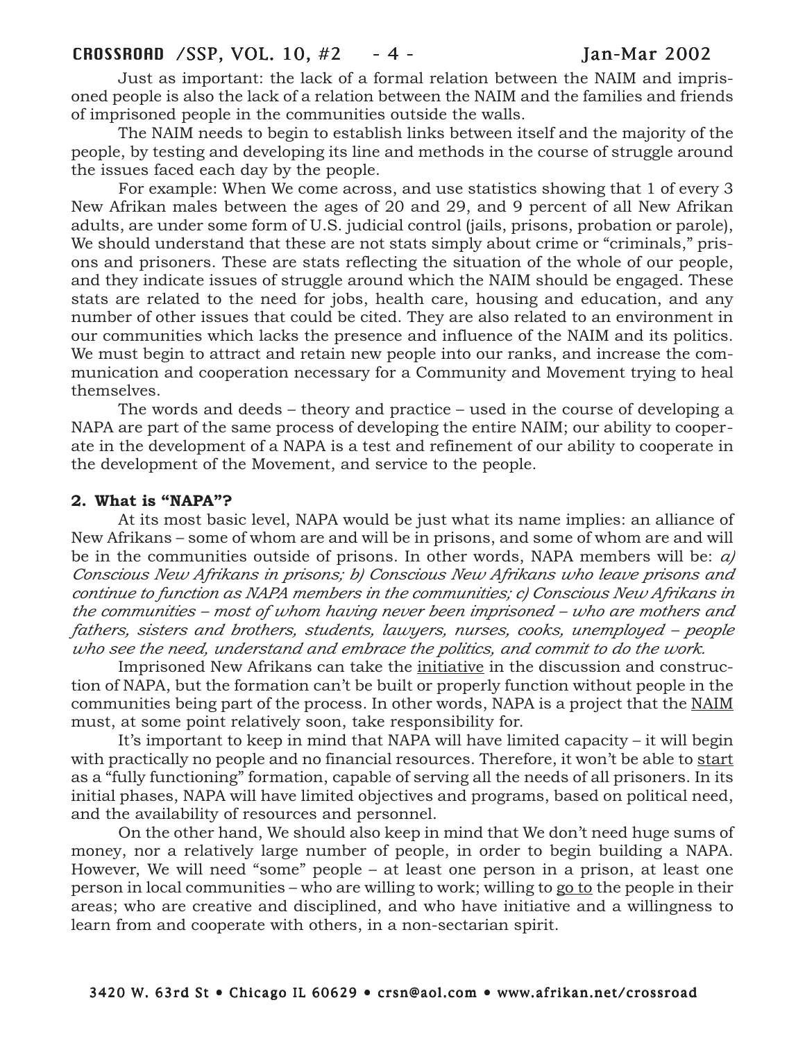Just as important: the lack of a formal relation between the NAIM and imprisoned people is also the lack of a relation between the NAIM and the families and friends of imprisoned people in the communities outside the walls.

The NAIM needs to begin to establish links between itself and the majority of the people, by testing and developing its line and methods in the course of struggle around the issues faced each day by the people.

For example: When We come across, and use statistics showing that 1 of every 3 New Afrikan males between the ages of 20 and 29, and 9 percent of all New Afrikan adults, are under some form of U.S. judicial control (jails, prisons, probation or parole), We should understand that these are not stats simply about crime or "criminals," prisons and prisoners. These are stats reflecting the situation of the whole of our people, and they indicate issues of struggle around which the NAIM should be engaged. These stats are related to the need for jobs, health care, housing and education, and any number of other issues that could be cited. They are also related to an environment in our communities which lacks the presence and influence of the NAIM and its politics. We must begin to attract and retain new people into our ranks, and increase the communication and cooperation necessary for a Community and Movement trying to heal themselves.

The words and deeds – theory and practice – used in the course of developing a NAPA are part of the same process of developing the entire NAIM; our ability to cooperate in the development of a NAPA is a test and refinement of our ability to cooperate in the development of the Movement, and service to the people.

### 2. What is "NAPA"?

At its most basic level, NAPA would be just what its name implies: an alliance of New Afrikans – some of whom are and will be in prisons, and some of whom are and will be in the communities outside of prisons. In other words, NAPA members will be: *a) Conscious New Afrikans in prisons; b) Conscious New Afrikans who leave prisons and continue to function as NAPA members in the communities; c) Conscious New Afrikans in the communities – most of whom having never been imprisoned – who are mothers and fathers, sisters and brothers, students, lawyers, nurses, cooks, unemployed – people who see the need, understand and embrace the politics, and commit to do the work.*

Imprisoned New Afrikans can take the <u>initiative</u> in the discussion and construction of NAPA, but the formation can't be built or properly function without people in the communities being part of the process. In other words, NAPA is a project that the <u>NAIM</u> must, at some point relatively soon, take responsibility for.

It's important to keep in mind that NAPA will have limited capacity – it will begin with practically no people and no financial resources. Therefore, it won't be able to <u>start</u> as a "fully functioning" formation, capable of serving all the needs of all prisoners. In its initial phases, NAPA will have limited objectives and programs, based on political need, and the availability of resources and personnel.

On the other hand, We should also keep in mind that We don't need huge sums of money, nor a relatively large number of people, in order to begin building a NAPA. However, We will need "some" people – at least one person in a prison, at least one person in local communities – who are willing to work; willing to <u>go to</u> the people in their areas; who are creative and disciplined, and who have initiative and a willingness to learn from and cooperate with others, in a non-sectarian spirit.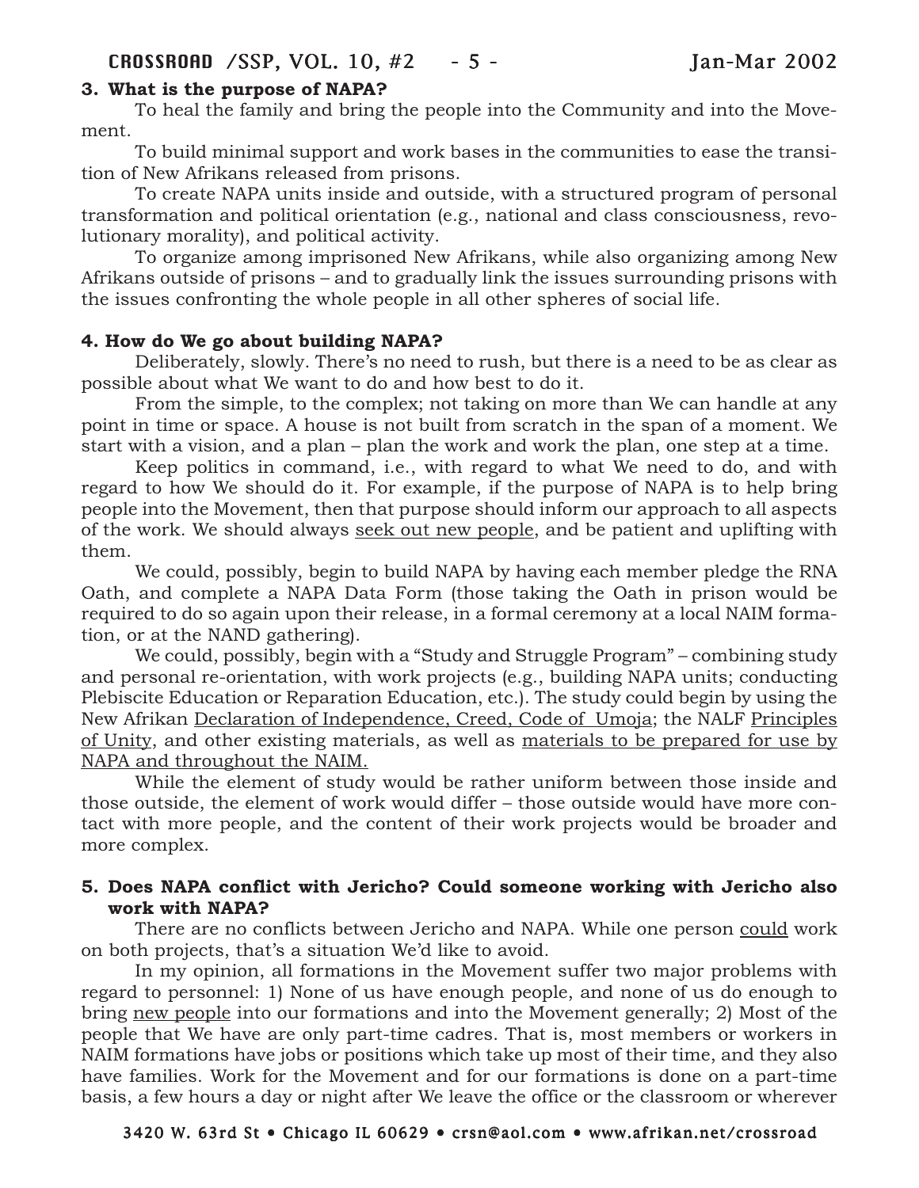**3. What is the purpose of NAPA?**

To heal the family and bring the people into the Community and into the Movement.

To build minimal support and work bases in the communities to ease the transition of New Afrikans released from prisons.

To create NAPA units inside and outside, with a structured program of personal transformation and political orientation (e.g., national and class consciousness, revolutionary morality), and political activity.

To organize among imprisoned New Afrikans, while also organizing among New Afrikans outside of prisons – and to gradually link the issues surrounding prisons with the issues confronting the whole people in all other spheres of social life.

**4. How do We go about building NAPA?**

Deliberately, slowly. There's no need to rush, but there is a need to be as clear as possible about what We want to do and how best to do it.

From the simple, to the complex; not taking on more than We can handle at any point in time or space. A house is not built from scratch in the span of a moment. We start with a vision, and a plan – plan the work and work the plan, one step at a time.

Keep politics in command, i.e., with regard to what We need to do, and with regard to how We should do it. For example, if the purpose of NAPA is to help bring people into the Movement, then that purpose should inform our approach to all aspects of the work. We should always <u>seek out new people</u>, and be patient and uplifting with them.

We could, possibly, begin to build NAPA by having each member pledge the RNA Oath, and complete a NAPA Data Form (those taking the Oath in prison would be required to do so again upon their release, in a formal ceremony at a local NAIM formation, or at the NAND gathering).

We could, possibly, begin with a "Study and Struggle Program" – combining study and personal re-orientation, with work projects (e.g., building NAPA units; conducting Plebiscite Education or Reparation Education, etc.). The study could begin by using the New Afrikan <u>Declaration of Independence, Creed, Code of Umoja</u>; the NALF <u>Principles of Unity</u>, and other existing materials, as well as <u>materials to be prepared for use by NAPA and throughout the NAIM.</u>

While the element of study would be rather uniform between those inside and those outside, the element of work would differ – those outside would have more contact with more people, and the content of their work projects would be broader and more complex.

**5. Does NAPA conflict with Jericho? Could someone working with Jericho also work with NAPA?**

There are no conflicts between Jericho and NAPA. While one person <u>could</u> work on both projects, that's a situation We'd like to avoid.

In my opinion, all formations in the Movement suffer two major problems with regard to personnel: 1) None of us have enough people, and none of us do enough to bring <u>new people</u> into our formations and into the Movement generally; 2) Most of the people that We have are only part-time cadres. That is, most members or workers in NAIM formations have jobs or positions which take up most of their time, and they also have families. Work for the Movement and for our formations is done on a part-time basis, a few hours a day or night after We leave the office or the classroom or wherever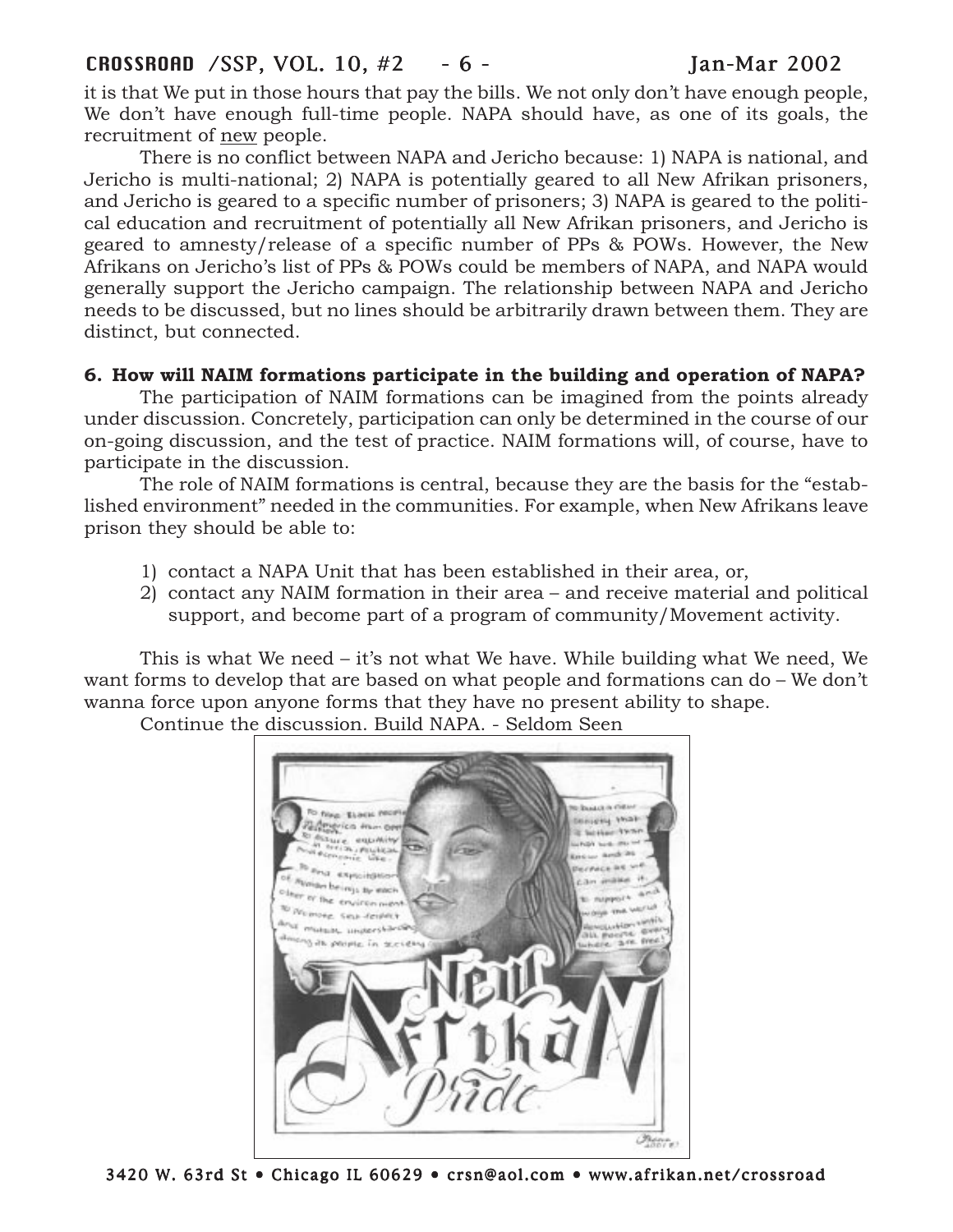it is that We put in those hours that pay the bills. We not only don't have enough people, We don't have enough full-time people. NAPA should have, as one of its goals, the recruitment of new people.

There is no conflict between NAPA and Jericho because: 1) NAPA is national, and Jericho is multi-national; 2) NAPA is potentially geared to all New Afrikan prisoners, and Jericho is geared to a specific number of prisoners; 3) NAPA is geared to the political education and recruitment of potentially all New Afrikan prisoners, and Jericho is geared to amnesty/release of a specific number of PPs & POWs. However, the New Afrikans on Jericho's list of PPs & POWs could be members of NAPA, and NAPA would generally support the Jericho campaign. The relationship between NAPA and Jericho needs to be discussed, but no lines should be arbitrarily drawn between them. They are distinct, but connected.

**6. How will NAIM formations participate in the building and operation of NAPA?**

The participation of NAIM formations can be imagined from the points already under discussion. Concretely, participation can only be determined in the course of our on-going discussion, and the test of practice. NAIM formations will, of course, have to participate in the discussion.

The role of NAIM formations is central, because they are the basis for the "established environment" needed in the communities. For example, when New Afrikans leave prison they should be able to:

1) contact a NAPA Unit that has been established in their area, or,
2) contact any NAIM formation in their area – and receive material and political support, and become part of a program of community/Movement activity.

This is what We need – it's not what We have. While building what We need, We want forms to develop that are based on what people and formations can do – We don't wanna force upon anyone forms that they have no present ability to shape.

Continue the discussion. Build NAPA. - Seldom Seen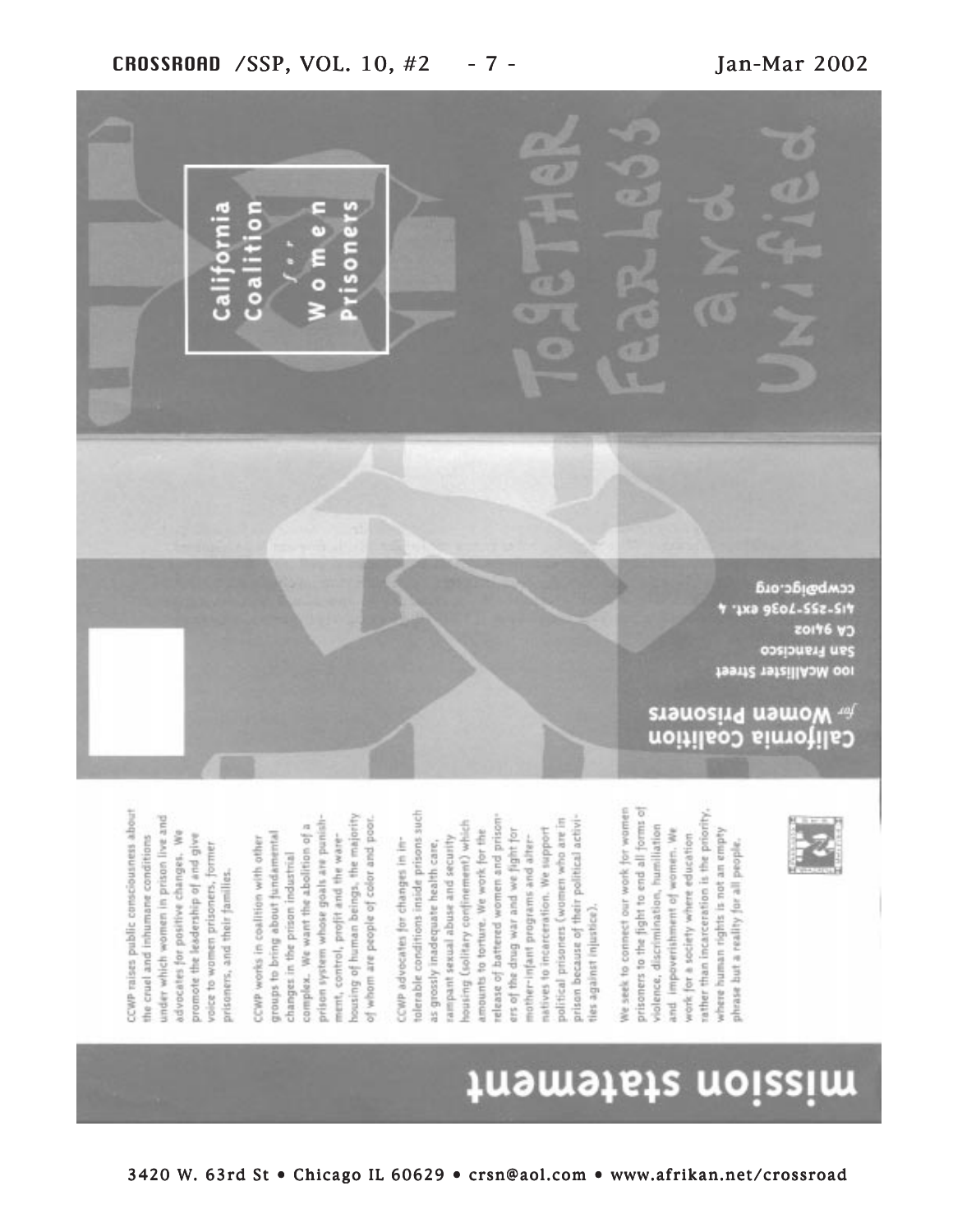# mission statement

CCWP raises public consciousness about the cruel and inhumane conditions under which women in prison live and advocates for positive changes. We promote the leadership of and give voice to women prisoners, former prisoners, and their families.

CCWP works in coalition with other groups to bring about fundamental changes in the prison industrial complex. We want the abolition of a prison system whose goals are punishment, control, profit and the warehousing of human beings, the majority of whom are people of color and poor.

CCWP advocates for changes in intolerable conditions inside prisons such as grossly inadequate health care, rampant sexual abuse and security housing (solitary confinement) which amounts to torture. We work for the release of battered women and prisoners of the drug war and we fight for mother-infant programs and alternatives to incarceration. We support political prisoners (women who are in prison because of their political activities against injustice).

We seek to connect our work for women prisoners to the fight to end all forms of violence, discrimination, humiliation and impoverishment of women. We work for a society where education rather than incarceration is the priority, where human rights is not an empty phrase but a reality for all people.

**California Coalition** *for* **Women Prisoners**
100 McAllister Street
San Francisco
CA 94102
415-255-7036 ext. 4
ccwp@igc.org

**California Coalition** *for* **Women Prisoners**

Together Fearless and Unified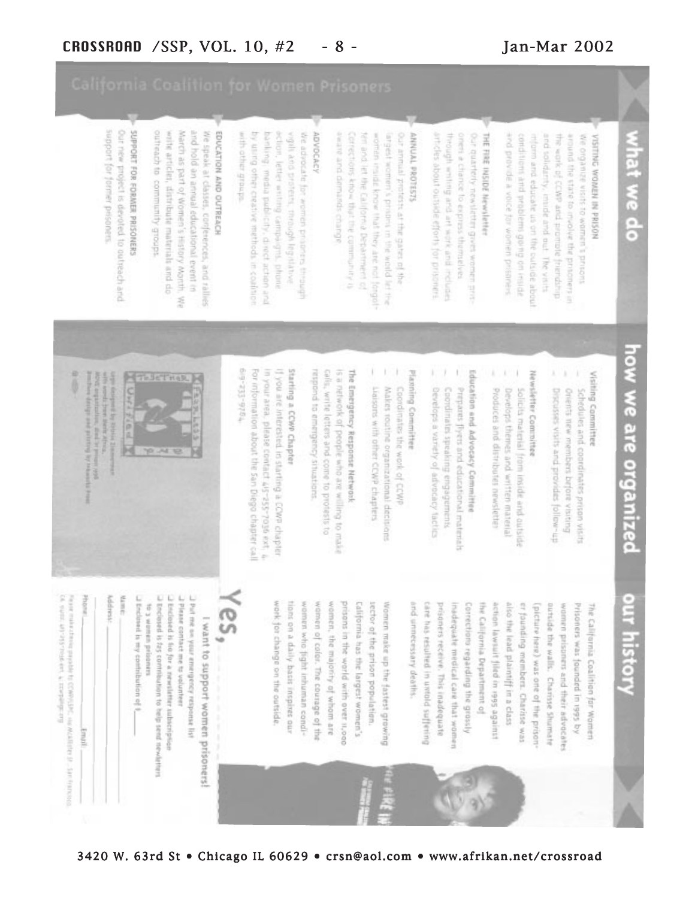# California Coalition for Women Prisoners

## what we do

**VISITING WOMEN IN PRISON**

We organize visits to women's prisons around the state to involve the prisoners in the work of CCWP and promote friendship and solidarity, inside and out. The visits inform and educate us on the outside about conditions and problems going on inside and provide a voice for women prisoners.

**THE FIRE INSIDE Newsletter**

Our quarterly newsletter gives women prisoners a chance to express themselves through writing and art work and includes articles about outside efforts for prisoners.

**ANNUAL PROTESTS**

Our annual protests at the gates of the largest women's prisons in the world let the women inside know that they are not forgotten and let the California Department of Corrections know that the community is aware and demands change.

**ADVOCACY**

We advocate for women prisoners through vigils and protests, through legislative action, letter writing campaigns, phone banking, media publicity, direct action and by using other creative methods in coalition with other groups.

**EDUCATION AND OUTREACH**

We speak at classes, conferences, and rallies and hold an annual educational event in March as part of Women's History Month. We write articles, distribute materials and do outreach to community groups.

**SUPPORT FOR FORMER PRISONERS**

Our new project is devoted to outreach and support for former prisoners.

## how we are organized

**Visiting Committee**

- Schedules and coordinates prison visits
- Orients new members before visiting
- Discusses visits and provides follow-up

**Newsletter Committee**

- Solicits material from inside and outside
- Develops themes and written material
- Produces and distributes newsletter

**Education and Advocacy Committee**

- Prepares flyers and educational materials
- Coordinates speaking engagements
- Develops a variety of advocacy tactics

**Planning Committee**

- Coordinates the work of CCWP
- Makes routine organizational decisions
- Liaisons with other CCWP chapters

**The Emergency Response Network**

is a network of people who are willing to make calls, write letters and come to protests to respond to emergency situations.

**Starting a CCWP Chapter**

If you are interested in starting a CCWP chapter in your area, please contact 415-255-7036 ext. 4. For information about the San Diego chapter call 619-233-9784.

Logo designed by ... with words from ... Africa. ... organization, died in prison ... Brochure design and printing ...

## our history

The California Coalition for Women Prisoners was founded in 1995 by women prisoners and their advocates outside the walls. Charisse Shumate (picture here) was one of the prisoner founding members. Charisse was also the lead plaintiff in a class action lawsuit filed in 1995 against the California Department of Corrections regarding the grossly inadequate medical care that women prisoners receive. This inadequate care has resulted in untold suffering and unnecessary deaths.

Women make up the fastest growing sector of the prison population. California has the largest women's prisons in the world with over 11,000 women, the majority of whom are women of color. The courage of the women who fight inhuman conditions on a daily basis inspires our work for change on the outside.

## Yes, I want to support women prisoners!

- ☐ Put me on your emergency response list
- ☐ Please contact me to volunteer
- ☐ Enclosed is $10 for a newsletter subscription
- ☐ Enclosed is $25 contribution to help send newsletters to 5 women prisoners
- ☐ Enclosed is my contribution of $\_\_\_\_

Name: \_\_\_\_

Address: \_\_\_\_

Phone: \_\_\_\_ Email: \_\_\_\_

Please make checks payable to CCWP/SHC, 100 McAllister St., San Francisco, CA 94102. 415-255-7036 ext. 4, ccwp@igc.org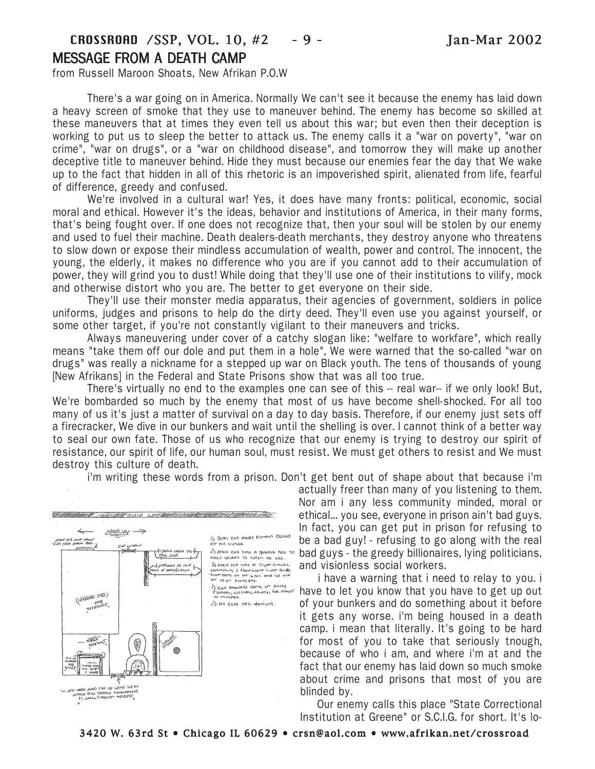## MESSAGE FROM A DEATH CAMP

from Russell Maroon Shoats, New Afrikan P.O.W

There's a war going on in America. Normally We can't see it because the enemy has laid down a heavy screen of smoke that they use to maneuver behind. The enemy has become so skilled at these maneuvers that at times they even tell us about this war; but even then their deception is working to put us to sleep the better to attack us. The enemy calls it a "war on poverty", "war on crime", "war on drugs", or a "war on childhood disease", and tomorrow they will make up another deceptive title to maneuver behind. Hide they must because our enemies fear the day that We wake up to the fact that hidden in all of this rhetoric is an impoverished spirit, alienated from life, fearful of difference, greedy and confused.

We're involved in a cultural war! Yes, it does have many fronts: political, economic, social moral and ethical. However it's the ideas, behavior and institutions of America, in their many forms, that's being fought over. If one does not recognize that, then your soul will be stolen by our enemy and used to fuel their machine. Death dealers-death merchants, they destroy anyone who threatens to slow down or expose their mindless accumulation of wealth, power and control. The innocent, the young, the elderly, it makes no difference who you are if you cannot add to their accumulation of power, they will grind you to dust! While doing that they'll use one of their institutions to vilify, mock and otherwise distort who you are. The better to get everyone on their side.

They'll use their monster media apparatus, their agencies of government, soldiers in police uniforms, judges and prisons to help do the dirty deed. They'll even use you against yourself, or some other target, if you're not constantly vigilant to their maneuvers and tricks.

Always maneuvering under cover of a catchy slogan like: "welfare to workfare", which really means "take them off our dole and put them in a hole", We were warned that the so-called "war on drugs" was really a nickname for a stepped up war on Black youth. The tens of thousands of young [New Afrikans] in the Federal and State Prisons show that was all too true.

There's virtually no end to the examples one can see of this -- real war-- if we only look! But, We're bombarded so much by the enemy that most of us have become shell-shocked. For all too many of us it's just a matter of survival on a day to day basis. Therefore, if our enemy just sets off a firecracker, We dive in our bunkers and wait until the shelling is over. I cannot think of a better way to seal our own fate. Those of us who recognize that our enemy is trying to destroy our spirit of resistance, our spirit of life, our human soul, must resist. We must get others to resist and We must destroy this culture of death.

i'm writing these words from a prison. Don't get bent out of shape about that because i'm actually freer than many of you listening to them. Nor am i any less community minded, moral or ethical... you see, everyone in prison ain't bad guys. In fact, you can get put in prison for refusing to be a bad guy! - refusing to go along with the real bad guys - the greedy billionaires, lying politicians, and visionless social workers.

i have a warning that i need to relay to you. i have to let you know that you have to get up out of your bunkers and do something about it before it gets any worse. i'm being housed in a death camp. i mean that literally. It's going to be hard for most of you to take that seriously tnough, because of who i am, and where i'm at and the fact that our enemy has laid down so much smoke about crime and prisons that most of you are blinded by.

Our enemy calls this place "State Correctional Institution at Greene" or S.C.I.G. for short. It's lo-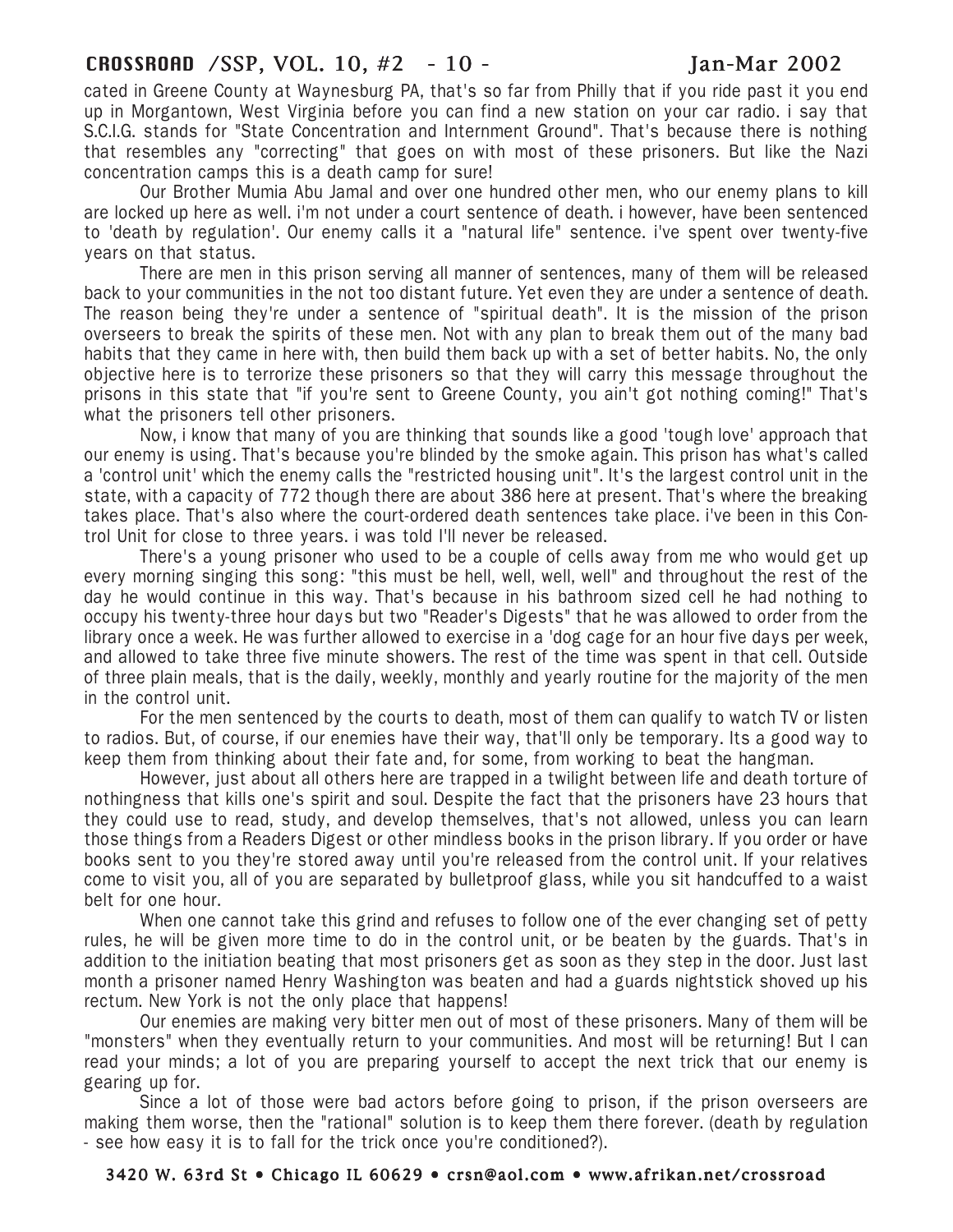cated in Greene County at Waynesburg PA, that's so far from Philly that if you ride past it you end up in Morgantown, West Virginia before you can find a new station on your car radio. i say that S.C.I.G. stands for "State Concentration and Internment Ground". That's because there is nothing that resembles any "correcting" that goes on with most of these prisoners. But like the Nazi concentration camps this is a death camp for sure!

Our Brother Mumia Abu Jamal and over one hundred other men, who our enemy plans to kill are locked up here as well. i'm not under a court sentence of death. i however, have been sentenced to 'death by regulation'. Our enemy calls it a "natural life" sentence. i've spent over twenty-five years on that status.

There are men in this prison serving all manner of sentences, many of them will be released back to your communities in the not too distant future. Yet even they are under a sentence of death. The reason being they're under a sentence of "spiritual death". It is the mission of the prison overseers to break the spirits of these men. Not with any plan to break them out of the many bad habits that they came in here with, then build them back up with a set of better habits. No, the only objective here is to terrorize these prisoners so that they will carry this message throughout the prisons in this state that "if you're sent to Greene County, you ain't got nothing coming!" That's what the prisoners tell other prisoners.

Now, i know that many of you are thinking that sounds like a good 'tough love' approach that our enemy is using. That's because you're blinded by the smoke again. This prison has what's called a 'control unit' which the enemy calls the "restricted housing unit". It's the largest control unit in the state, with a capacity of 772 though there are about 386 here at present. That's where the breaking takes place. That's also where the court-ordered death sentences take place. i've been in this Control Unit for close to three years. i was told I'll never be released.

There's a young prisoner who used to be a couple of cells away from me who would get up every morning singing this song: "this must be hell, well, well, well" and throughout the rest of the day he would continue in this way. That's because in his bathroom sized cell he had nothing to occupy his twenty-three hour days but two "Reader's Digests" that he was allowed to order from the library once a week. He was further allowed to exercise in a 'dog cage for an hour five days per week, and allowed to take three five minute showers. The rest of the time was spent in that cell. Outside of three plain meals, that is the daily, weekly, monthly and yearly routine for the majority of the men in the control unit.

For the men sentenced by the courts to death, most of them can qualify to watch TV or listen to radios. But, of course, if our enemies have their way, that'll only be temporary. Its a good way to keep them from thinking about their fate and, for some, from working to beat the hangman.

However, just about all others here are trapped in a twilight between life and death torture of nothingness that kills one's spirit and soul. Despite the fact that the prisoners have 23 hours that they could use to read, study, and develop themselves, that's not allowed, unless you can learn those things from a Readers Digest or other mindless books in the prison library. If you order or have books sent to you they're stored away until you're released from the control unit. If your relatives come to visit you, all of you are separated by bulletproof glass, while you sit handcuffed to a waist belt for one hour.

When one cannot take this grind and refuses to follow one of the ever changing set of petty rules, he will be given more time to do in the control unit, or be beaten by the guards. That's in addition to the initiation beating that most prisoners get as soon as they step in the door. Just last month a prisoner named Henry Washington was beaten and had a guards nightstick shoved up his rectum. New York is not the only place that happens!

Our enemies are making very bitter men out of most of these prisoners. Many of them will be "monsters" when they eventually return to your communities. And most will be returning! But I can read your minds; a lot of you are preparing yourself to accept the next trick that our enemy is gearing up for.

Since a lot of those were bad actors before going to prison, if the prison overseers are making them worse, then the "rational" solution is to keep them there forever. (death by regulation - see how easy it is to fall for the trick once you're conditioned?).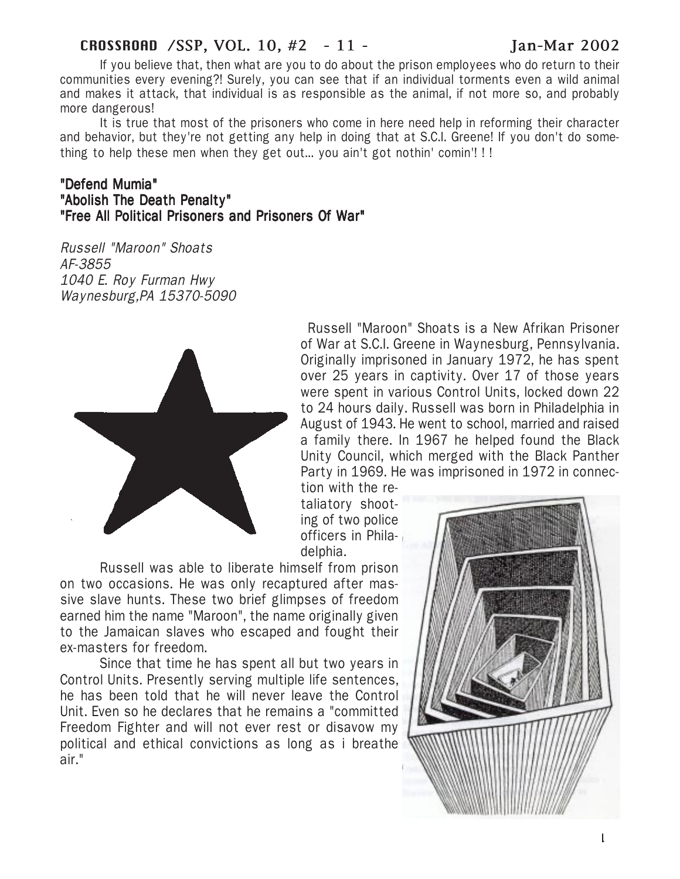If you believe that, then what are you to do about the prison employees who do return to their communities every evening?! Surely, you can see that if an individual torments even a wild animal and makes it attack, that individual is as responsible as the animal, if not more so, and probably more dangerous!

It is true that most of the prisoners who come in here need help in reforming their character and behavior, but they're not getting any help in doing that at S.C.I. Greene! If you don't do something to help these men when they get out... you ain't got nothin' comin'! ! !

**"Defend Mumia"**
**"Abolish The Death Penalty"**
**"Free All Political Prisoners and Prisoners Of War"**

*Russell "Maroon" Shoats*
*AF-3855*
*1040 E. Roy Furman Hwy*
*Waynesburg,PA 15370-5090*

Russell "Maroon" Shoats is a New Afrikan Prisoner of War at S.C.I. Greene in Waynesburg, Pennsylvania. Originally imprisoned in January 1972, he has spent over 25 years in captivity. Over 17 of those years were spent in various Control Units, locked down 22 to 24 hours daily. Russell was born in Philadelphia in August of 1943. He went to school, married and raised a family there. In 1967 he helped found the Black Unity Council, which merged with the Black Panther Party in 1969. He was imprisoned in 1972 in connection with the retaliatory shooting of two police officers in Philadelphia.

Russell was able to liberate himself from prison on two occasions. He was only recaptured after massive slave hunts. These two brief glimpses of freedom earned him the name "Maroon", the name originally given to the Jamaican slaves who escaped and fought their ex-masters for freedom.

Since that time he has spent all but two years in Control Units. Presently serving multiple life sentences, he has been told that he will never leave the Control Unit. Even so he declares that he remains a "committed Freedom Fighter and will not ever rest or disavow my political and ethical convictions as long as i breathe air."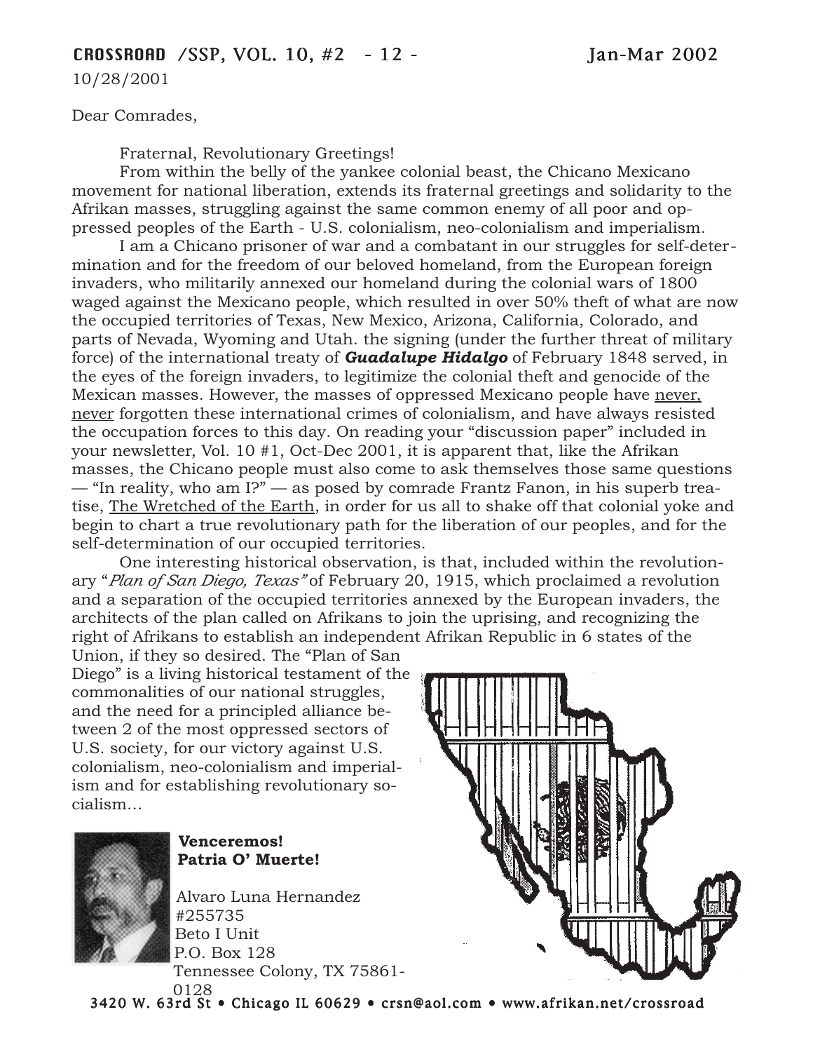10/28/2001

Dear Comrades,

Fraternal, Revolutionary Greetings!

From within the belly of the yankee colonial beast, the Chicano Mexicano movement for national liberation, extends its fraternal greetings and solidarity to the Afrikan masses, struggling against the same common enemy of all poor and oppressed peoples of the Earth - U.S. colonialism, neo-colonialism and imperialism.

I am a Chicano prisoner of war and a combatant in our struggles for self-determination and for the freedom of our beloved homeland, from the European foreign invaders, who militarily annexed our homeland during the colonial wars of 1800 waged against the Mexicano people, which resulted in over 50% theft of what are now the occupied territories of Texas, New Mexico, Arizona, California, Colorado, and parts of Nevada, Wyoming and Utah. the signing (under the further threat of military force) of the international treaty of ***Guadalupe Hidalgo*** of February 1848 served, in the eyes of the foreign invaders, to legitimize the colonial theft and genocide of the Mexican masses. However, the masses of oppressed Mexicano people have <u>never, never</u> forgotten these international crimes of colonialism, and have always resisted the occupation forces to this day. On reading your "discussion paper" included in your newsletter, Vol. 10 #1, Oct-Dec 2001, it is apparent that, like the Afrikan masses, the Chicano people must also come to ask themselves those same questions — "In reality, who am I?" — as posed by comrade Frantz Fanon, in his superb treatise, <u>The Wretched of the Earth</u>, in order for us all to shake off that colonial yoke and begin to chart a true revolutionary path for the liberation of our peoples, and for the self-determination of our occupied territories.

One interesting historical observation, is that, included within the revolutionary "*Plan of San Diego, Texas"* of February 20, 1915, which proclaimed a revolution and a separation of the occupied territories annexed by the European invaders, the architects of the plan called on Afrikans to join the uprising, and recognizing the right of Afrikans to establish an independent Afrikan Republic in 6 states of the Union, if they so desired. The "Plan of San Diego" is a living historical testament of the commonalities of our national struggles, and the need for a principled alliance between 2 of the most oppressed sectors of U.S. society, for our victory against U.S. colonialism, neo-colonialism and imperialism and for establishing revolutionary socialism...

**Venceremos!**
**Patria O' Muerte!**

Alvaro Luna Hernandez
#255735
Beto I Unit
P.O. Box 128
Tennessee Colony, TX 75861-0128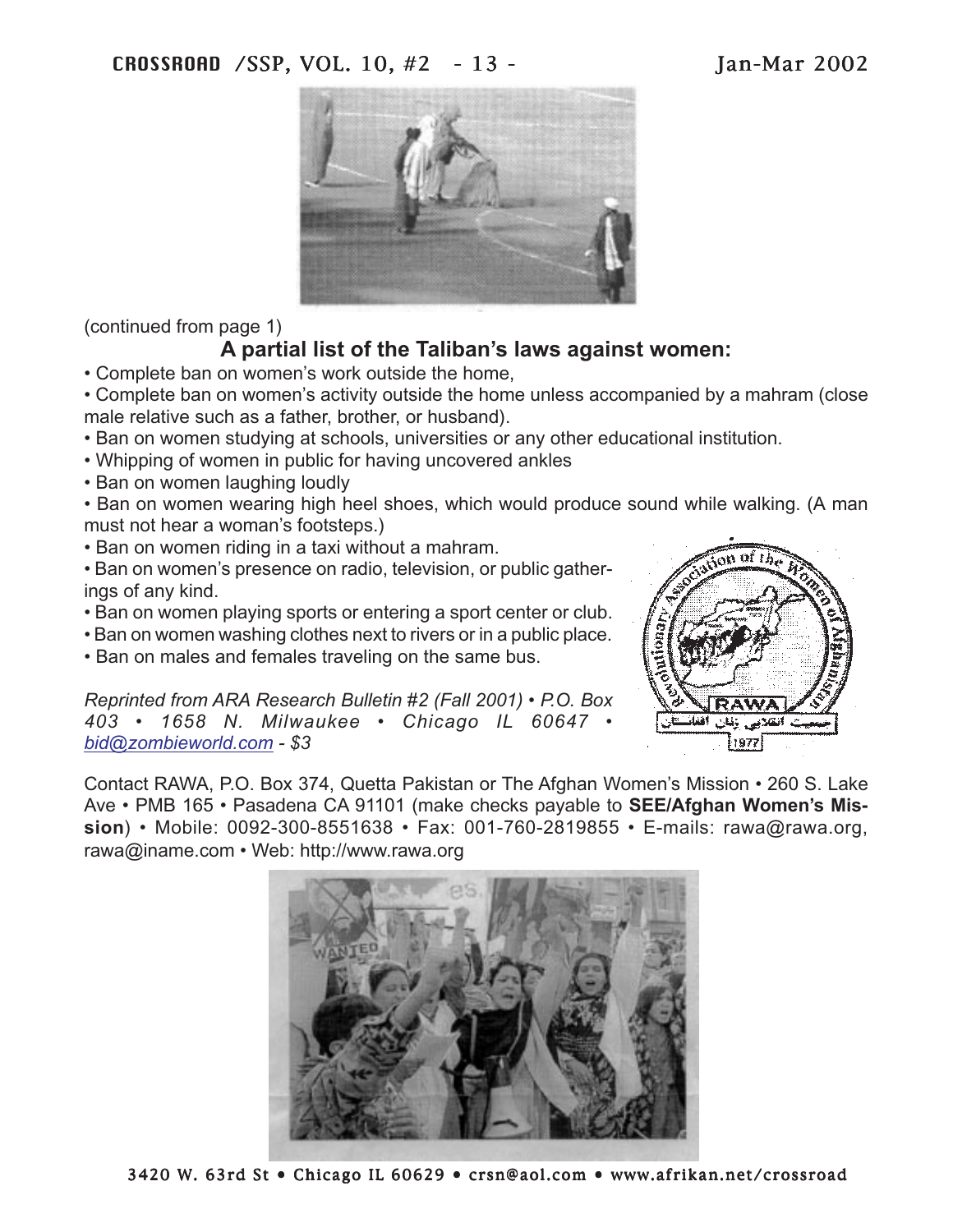(continued from page 1)

## A partial list of the Taliban's laws against women:

- Complete ban on women's work outside the home,
- Complete ban on women's activity outside the home unless accompanied by a mahram (close male relative such as a father, brother, or husband).
- Ban on women studying at schools, universities or any other educational institution.
- Whipping of women in public for having uncovered ankles
- Ban on women laughing loudly
- Ban on women wearing high heel shoes, which would produce sound while walking. (A man must not hear a woman's footsteps.)
- Ban on women riding in a taxi without a mahram.
- Ban on women's presence on radio, television, or public gatherings of any kind.
- Ban on women playing sports or entering a sport center or club.
- Ban on women washing clothes next to rivers or in a public place.
- Ban on males and females traveling on the same bus.

*Reprinted from ARA Research Bulletin #2 (Fall 2001) • P.O. Box 403 • 1658 N. Milwaukee • Chicago IL 60647 • bid@zombieworld.com - $3*

Contact RAWA, P.O. Box 374, Quetta Pakistan or The Afghan Women's Mission • 260 S. Lake Ave • PMB 165 • Pasadena CA 91101 (make checks payable to **SEE/Afghan Women's Mission**) • Mobile: 0092-300-8551638 • Fax: 001-760-2819855 • E-mails: rawa@rawa.org, rawa@iname.com • Web: http://www.rawa.org

3420 W. 63rd St • Chicago IL 60629 • crsn@aol.com • www.afrikan.net/crossroad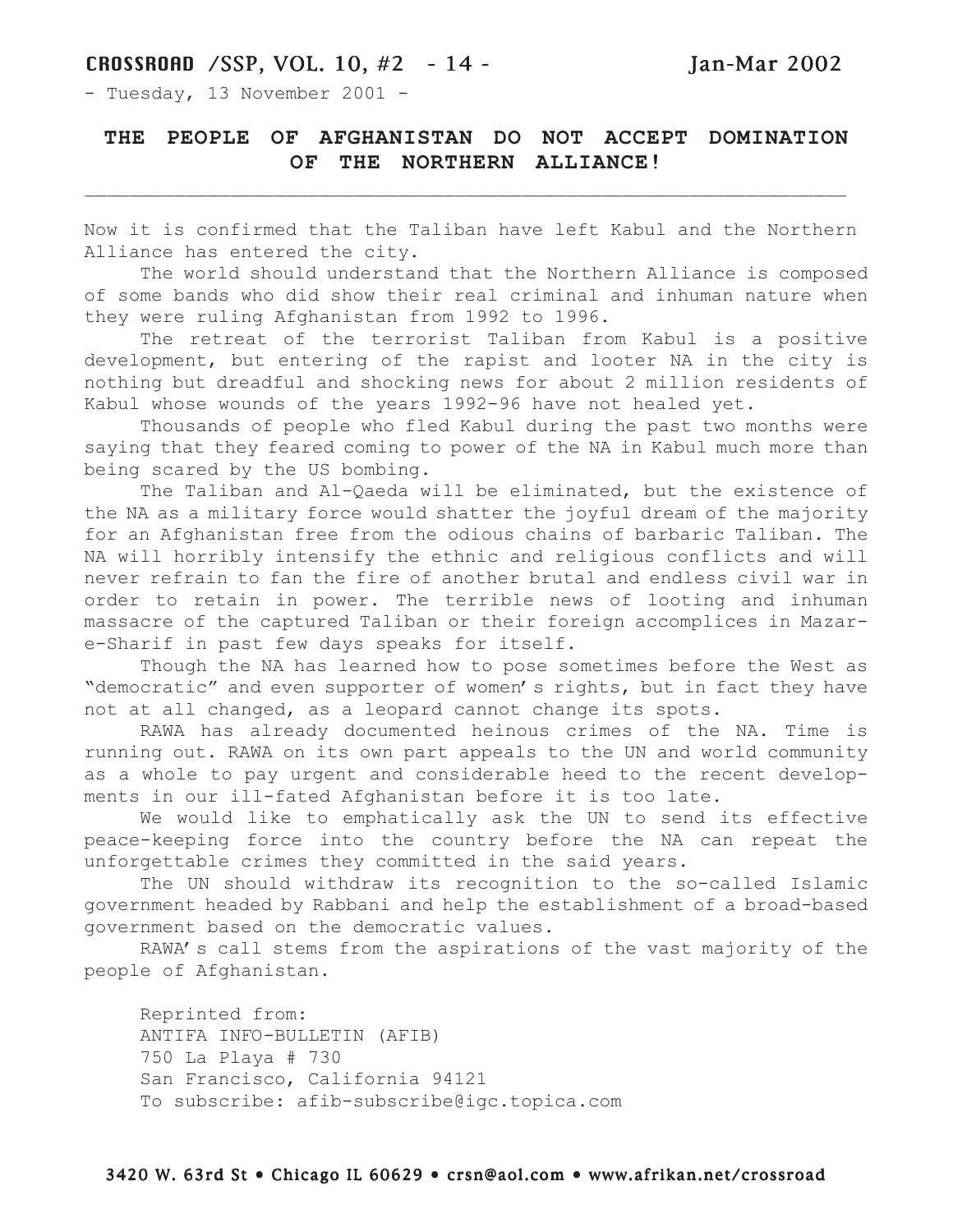- Tuesday, 13 November 2001 -

## THE PEOPLE OF AFGHANISTAN DO NOT ACCEPT DOMINATION OF THE NORTHERN ALLIANCE!

---

Now it is confirmed that the Taliban have left Kabul and the Northern Alliance has entered the city.

The world should understand that the Northern Alliance is composed of some bands who did show their real criminal and inhuman nature when they were ruling Afghanistan from 1992 to 1996.

The retreat of the terrorist Taliban from Kabul is a positive development, but entering of the rapist and looter NA in the city is nothing but dreadful and shocking news for about 2 million residents of Kabul whose wounds of the years 1992-96 have not healed yet.

Thousands of people who fled Kabul during the past two months were saying that they feared coming to power of the NA in Kabul much more than being scared by the US bombing.

The Taliban and Al-Qaeda will be eliminated, but the existence of the NA as a military force would shatter the joyful dream of the majority for an Afghanistan free from the odious chains of barbaric Taliban. The NA will horribly intensify the ethnic and religious conflicts and will never refrain to fan the fire of another brutal and endless civil war in order to retain in power. The terrible news of looting and inhuman massacre of the captured Taliban or their foreign accomplices in Mazar-e-Sharif in past few days speaks for itself.

Though the NA has learned how to pose sometimes before the West as "democratic" and even supporter of women's rights, but in fact they have not at all changed, as a leopard cannot change its spots.

RAWA has already documented heinous crimes of the NA. Time is running out. RAWA on its own part appeals to the UN and world community as a whole to pay urgent and considerable heed to the recent developments in our ill-fated Afghanistan before it is too late.

We would like to emphatically ask the UN to send its effective peace-keeping force into the country before the NA can repeat the unforgettable crimes they committed in the said years.

The UN should withdraw its recognition to the so-called Islamic government headed by Rabbani and help the establishment of a broad-based government based on the democratic values.

RAWA's call stems from the aspirations of the vast majority of the people of Afghanistan.

Reprinted from:
ANTIFA INFO-BULLETIN (AFIB)
750 La Playa # 730
San Francisco, California 94121
To subscribe: afib-subscribe@igc.topica.com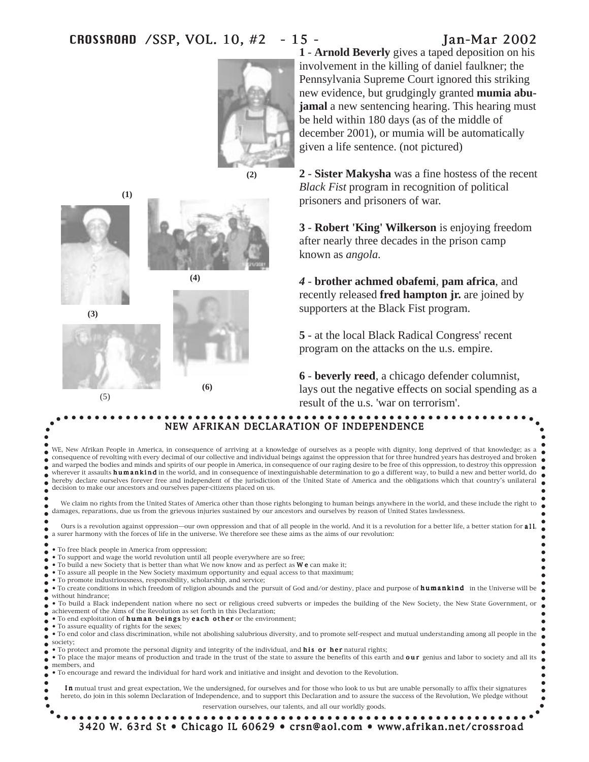**1** - **Arnold Beverly** gives a taped deposition on his involvement in the killing of daniel faulkner; the Pennsylvania Supreme Court ignored this striking new evidence, but grudgingly granted **mumia abu-jamal** a new sentencing hearing. This hearing must be held within 180 days (as of the middle of december 2001), or mumia will be automatically given a life sentence. (not pictured)

(2)

(1)

(4)

(3)

(6)

(5)

**2** - **Sister Makysha** was a fine hostess of the recent *Black Fist* program in recognition of political prisoners and prisoners of war.

**3** - **Robert 'King' Wilkerson** is enjoying freedom after nearly three decades in the prison camp known as *angola*.

*4* - **brother achmed obafemi**, **pam africa**, and recently released **fred hampton jr.** are joined by supporters at the Black Fist program.

**5** - at the local Black Radical Congress' recent program on the attacks on the u.s. empire.

**6** - **beverly reed**, a chicago defender columnist, lays out the negative effects on social spending as a result of the u.s. 'war on terrorism'.

## NEW AFRIKAN DECLARATION OF INDEPENDENCE

WE, New Afrikan People in America, in consequence of arriving at a knowledge of ourselves as a people with dignity, long deprived of that knowledge; as a consequence of revolting with every decimal of our collective and individual beings against the oppression that for three hundred years has destroyed and broken and warped the bodies and minds and spirits of our people in America, in consequence of our raging desire to be free of this oppression, to destroy this oppression wherever it assaults **humankind** in the world, and in consequence of inextinguishable determination to go a different way, to build a new and better world, do hereby declare ourselves forever free and independent of the jurisdiction of the United State of America and the obligations which that country's unilateral decision to make our ancestors and ourselves paper-citizens placed on us.

We claim no rights from the United States of America other than those rights belonging to human beings anywhere in the world, and these include the right to damages, reparations, due us from the grievous injuries sustained by our ancestors and ourselves by reason of United States lawlessness.

Ours is a revolution against oppression—our own oppression and that of all people in the world. And it is a revolution for a better life, a better station for **all**, a surer harmony with the forces of life in the universe. We therefore see these aims as the aims of our revolution:

- To free black people in America from oppression;
- To support and wage the world revolution until all people everywhere are so free;
- To build a new Society that is better than what We now know and as perfect as **We** can make it;
- To assure all people in the New Society maximum opportunity and equal access to that maximum;
- To promote industriousness, responsibility, scholarship, and service;
- To create conditions in which freedom of religion abounds and the pursuit of God and/or destiny, place and purpose of **humankind** in the Universe will be without hindrance;
- To build a Black independent nation where no sect or religious creed subverts or impedes the building of the New Society, the New State Government, or achievement of the Aims of the Revolution as set forth in this Declaration;
- To end exploitation of **human beings** by **each other** or the environment;
- To assure equality of rights for the sexes;
- To end color and class discrimination, while not abolishing salubrious diversity, and to promote self-respect and mutual understanding among all people in the society;
- To protect and promote the personal dignity and integrity of the individual, and **his or her** natural rights;
- To place the major means of production and trade in the trust of the state to assure the benefits of this earth and **our** genius and labor to society and all its members, and
- To encourage and reward the individual for hard work and initiative and insight and devotion to the Revolution.

**In** mutual trust and great expectation, We the undersigned, for ourselves and for those who look to us but are unable personally to affix their signatures hereto, do join in this solemn Declaration of Independence, and to support this Declaration and to assure the success of the Revolution, We pledge without reservation ourselves, our talents, and all our worldly goods.

3420 W. 63rd St • Chicago IL 60629 • crsn@aol.com • www.afrikan.net/crossroad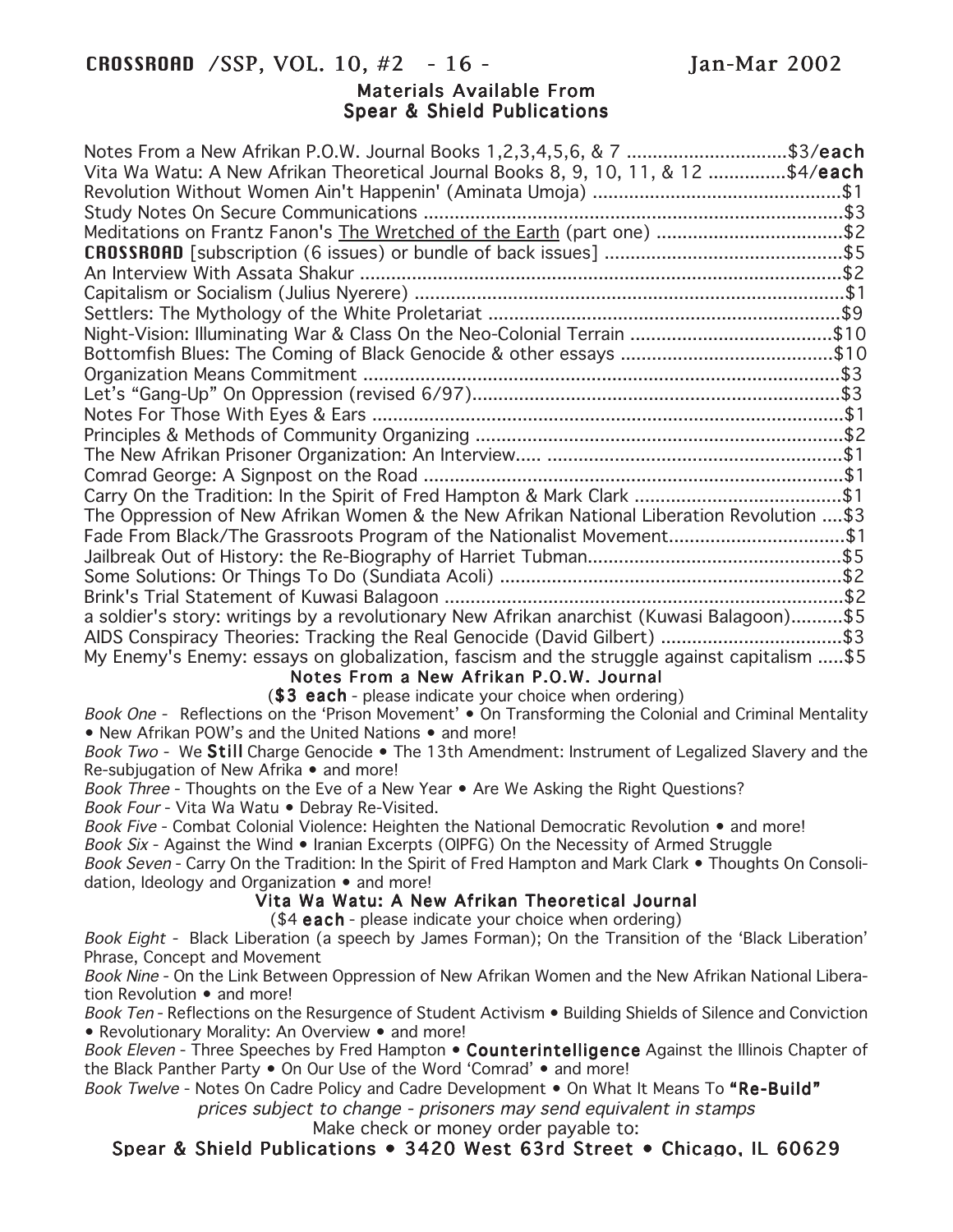## Materials Available From Spear & Shield Publications

Notes From a New Afrikan P.O.W. Journal Books 1,2,3,4,5,6, & 7 ..............................$3/**each**
Vita Wa Watu: A New Afrikan Theoretical Journal Books 8, 9, 10, 11, & 12 ..............$4/**each**
Revolution Without Women Ain't Happenin' (Aminata Umoja) ................................................$1
Study Notes On Secure Communications ................................................................................$3
Meditations on Frantz Fanon's The Wretched of the Earth (part one) ...................................$2
**CROSSROAD** [subscription (6 issues) or bundle of back issues] .............................................$5
An Interview With Assata Shakur .............................................................................................$2
Capitalism or Socialism (Julius Nyerere) ..................................................................................$1
Settlers: The Mythology of the White Proletariat ...................................................................$9
Night-Vision: Illuminating War & Class On the Neo-Colonial Terrain ......................................$10
Bottomfish Blues: The Coming of Black Genocide & other essays .........................................$10
Organization Means Commitment ............................................................................................$3
Let's "Gang-Up" On Oppression (revised 6/97).......................................................................$3
Notes For Those With Eyes & Ears ..........................................................................................$1
Principles & Methods of Community Organizing ......................................................................$2
The New Afrikan Prisoner Organization: An Interview..... ........................................................$1
Comrad George: A Signpost on the Road ................................................................................$1
Carry On the Tradition: In the Spirit of Fred Hampton & Mark Clark ........................................$1
The Oppression of New Afrikan Women & the New Afrikan National Liberation Revolution ....$3
Fade From Black/The Grassroots Program of the Nationalist Movement..................................$1
Jailbreak Out of History: the Re-Biography of Harriet Tubman.................................................$5
Some Solutions: Or Things To Do (Sundiata Acoli) ..................................................................$2
Brink's Trial Statement of Kuwasi Balagoon ............................................................................$2
a soldier's story: writings by a revolutionary New Afrikan anarchist (Kuwasi Balagoon)..........$5
AIDS Conspiracy Theories: Tracking the Real Genocide (David Gilbert) ...................................$3
My Enemy's Enemy: essays on globalization, fascism and the struggle against capitalism .....$5

### Notes From a New Afrikan P.O.W. Journal

(**$3 each** - please indicate your choice when ordering)

*Book One* - Reflections on the 'Prison Movement' • On Transforming the Colonial and Criminal Mentality • New Afrikan POW's and the United Nations • and more!

*Book Two* - We **Still** Charge Genocide • The 13th Amendment: Instrument of Legalized Slavery and the Re-subjugation of New Afrika • and more!

*Book Three* - Thoughts on the Eve of a New Year • Are We Asking the Right Questions?

*Book Four* - Vita Wa Watu • Debray Re-Visited.

*Book Five* - Combat Colonial Violence: Heighten the National Democratic Revolution • and more!

*Book Six* - Against the Wind • Iranian Excerpts (OIPFG) On the Necessity of Armed Struggle

*Book Seven* - Carry On the Tradition: In the Spirit of Fred Hampton and Mark Clark • Thoughts On Consolidation, Ideology and Organization • and more!

### Vita Wa Watu: A New Afrikan Theoretical Journal

($4 **each** - please indicate your choice when ordering)

*Book Eight* - Black Liberation (a speech by James Forman); On the Transition of the 'Black Liberation' Phrase, Concept and Movement

*Book Nine* - On the Link Between Oppression of New Afrikan Women and the New Afrikan National Liberation Revolution • and more!

*Book Ten* - Reflections on the Resurgence of Student Activism • Building Shields of Silence and Conviction • Revolutionary Morality: An Overview • and more!

*Book Eleven* - Three Speeches by Fred Hampton • **Counterintelligence** Against the Illinois Chapter of the Black Panther Party • On Our Use of the Word 'Comrad' • and more!

*Book Twelve* - Notes On Cadre Policy and Cadre Development • On What It Means To **"Re-Build"**

*prices subject to change - prisoners may send equivalent in stamps*

Make check or money order payable to:

**Spear & Shield Publications • 3420 West 63rd Street • Chicago, IL 60629**